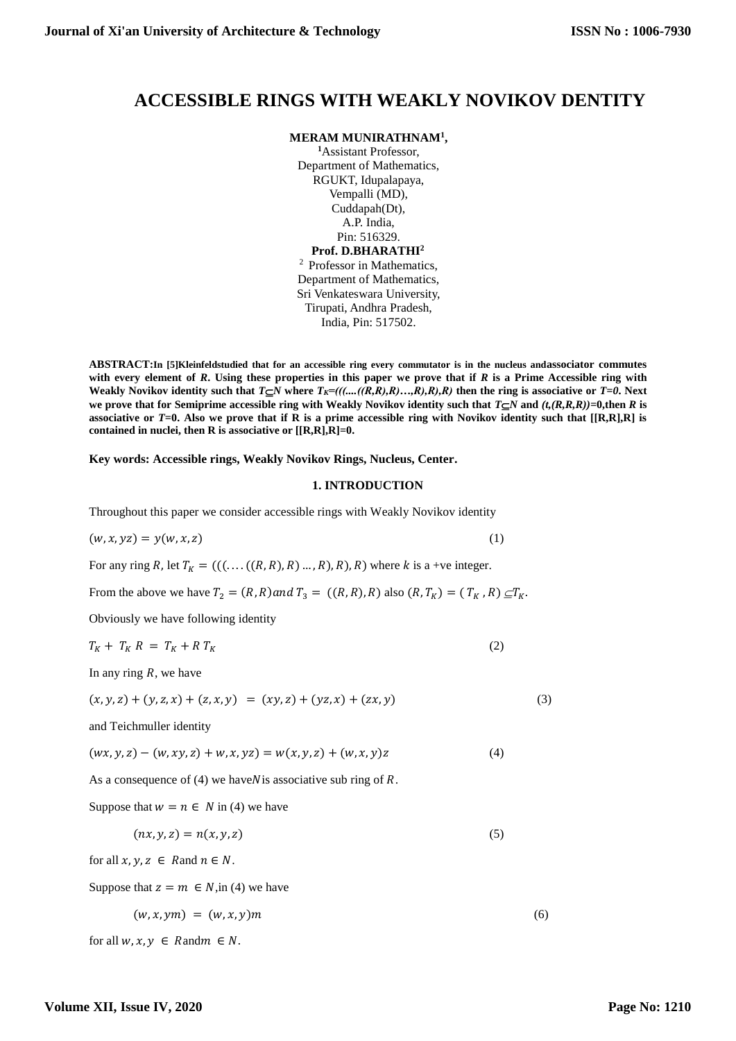# ACCESSIBLE RINGS WITH WEAKLY NOVIKOV DENTITY

**MERAM MUNIRATHNAM[1],**
[1]Assistant Professor,
Department of Mathematics,
RGUKT, Idupalapaya,
Vempalli (MD),
Cuddapah(Dt),
A.P. India,
Pin: 516329.

**Prof. D.BHARATHI[2]**
[2] Professor in Mathematics,
Department of Mathematics,
Sri Venkateswara University,
Tirupati, Andhra Pradesh,
India, Pin: 517502.

**ABSTRACT:In [5]Kleinfeldstudied that for an accessible ring every commutator is in the nucleus andassociator commutes with every element of *R*. Using these properties in this paper we prove that if *R* is a Prime Accessible ring with Weakly Novikov identity such that $T\subseteq N$ where $T_K=(((....((R,R),R)...,R),R),R)$ then the ring is associative or *T=0*. Next we prove that for Semiprime accessible ring with Weakly Novikov identity such that $T\subseteq N$ and $(t,(R,R,R))=0$,then *R* is associative or *T*=0. Also we prove that if R is a prime accessible ring with Novikov identity such that [[R,R],R] is contained in nuclei, then R is associative or [[R,R],R]=0.**

**Key words: Accessible rings, Weakly Novikov Rings, Nucleus, Center.**

## 1. INTRODUCTION

Throughout this paper we consider accessible rings with Weakly Novikov identity

$$(w,x,yz) = y(w,x,z) \tag{1}$$

For any ring $R$, let $T_K = (((\ldots((R,R),R)\ldots,R),R),R)$ where $k$ is a +ve integer.

From the above we have $T_2 = (R,R) and\ T_3 = ((R,R),R)$ also $(R,T_K) = (T_K,R) \subseteq T_K$.

Obviously we have following identity

$$T_K + T_K R = T_K + R\,T_K \tag{2}$$

In any ring $R$, we have

$$(x,y,z) + (y,z,x) + (z,x,y) = (xy,z) + (yz,x) + (zx,y) \tag{3}$$

and Teichmuller identity

$$(wx,y,z) - (w,xy,z) + w,x,yz) = w(x,y,z) + (w,x,y)z \tag{4}$$

As a consequence of (4) we have$N$is associative sub ring of $R$.

Suppose that $w = n \in N$ in (4) we have

$$(nx,y,z) = n(x,y,z) \tag{5}$$

for all $x,y,z \in R$and $n \in N$.

Suppose that $z = m \in N$,in (4) we have

$$(w,x,ym) = (w,x,y)m \tag{6}$$

for all $w,x,y \in R$and$m \in N$.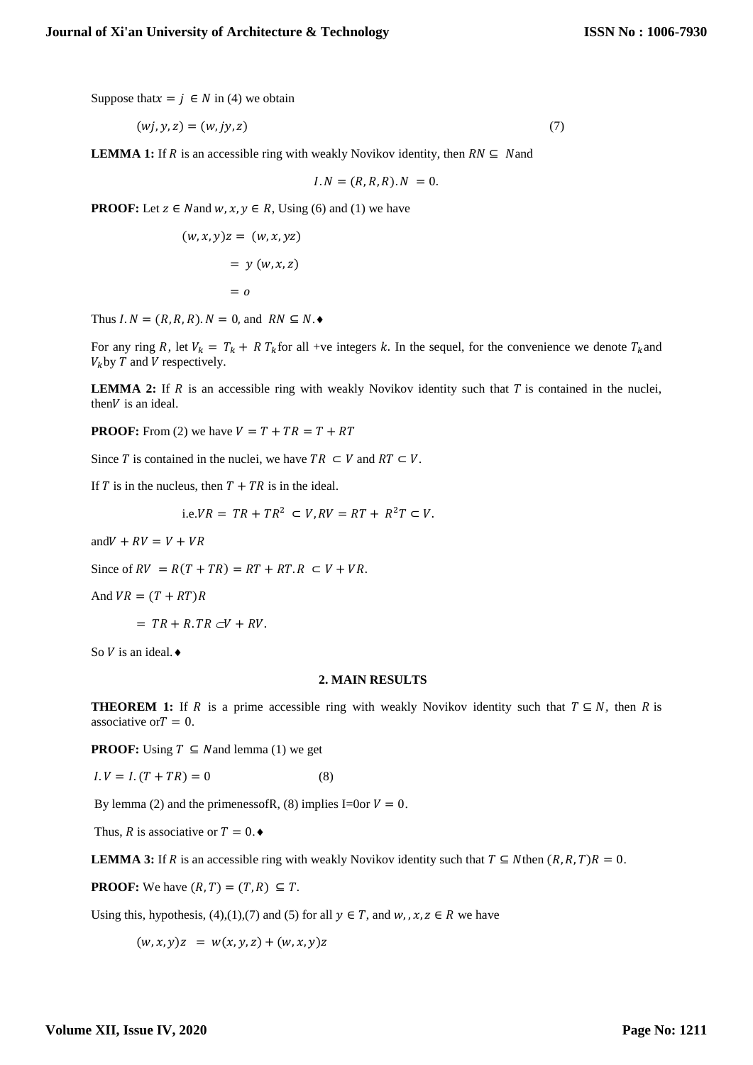Suppose that $x = j \in N$ in (4) we obtain

$$(wj, y, z) = (w, jy, z) \tag{7}$$

**LEMMA 1:** If $R$ is an accessible ring with weakly Novikov identity, then $RN \subseteq N$ and

$$I.N = (R, R, R).N = 0.$$

**PROOF:** Let $z \in N$ and $w, x, y \in R$, Using (6) and (1) we have

$$(w, x, y)z = (w, x, yz)$$

$$= y\ (w, x, z)$$

$$= o$$

Thus $I.N = (R, R, R).N = 0$, and $RN \subseteq N$.♦

For any ring $R$, let $V_k = T_k + R\,T_k$ for all +ve integers $k$. In the sequel, for the convenience we denote $T_k$ and $V_k$ by $T$ and $V$ respectively.

**LEMMA 2:** If $R$ is an accessible ring with weakly Novikov identity such that $T$ is contained in the nuclei, then $V$ is an ideal.

**PROOF:** From (2) we have $V = T + TR = T + RT$

Since $T$ is contained in the nuclei, we have $TR \subset V$ and $RT \subset V$.

If $T$ is in the nucleus, then $T + TR$ is in the ideal.

i.e. $VR = TR + TR^2 \subset V, RV = RT + R^2T \subset V.$

and $V + RV = V + VR$

Since of $RV = R(T + TR) = RT + RT.R \subset V + VR.$

And $VR = (T + RT)R$

$= TR + R.TR \subset V + RV.$

So $V$ is an ideal.♦

## 2. MAIN RESULTS

**THEOREM 1:** If $R$ is a prime accessible ring with weakly Novikov identity such that $T \subseteq N$, then $R$ is associative or $T = 0$.

**PROOF:** Using $T \subseteq N$ and lemma (1) we get

$$I.V = I.(T + TR) = 0 \tag{8}$$

By lemma (2) and the primenessofR, (8) implies I=0or $V = 0$.

Thus, $R$ is associative or $T = 0$.♦

**LEMMA 3:** If $R$ is an accessible ring with weakly Novikov identity such that $T \subseteq N$ then $(R, R, T)R = 0$.

**PROOF:** We have $(R, T) = (T, R) \subseteq T$.

Using this, hypothesis, (4),(1),(7) and (5) for all $y \in T$, and $w, , x, z \in R$ we have

$$(w, x, y)z = w(x, y, z) + (w, x, y)z$$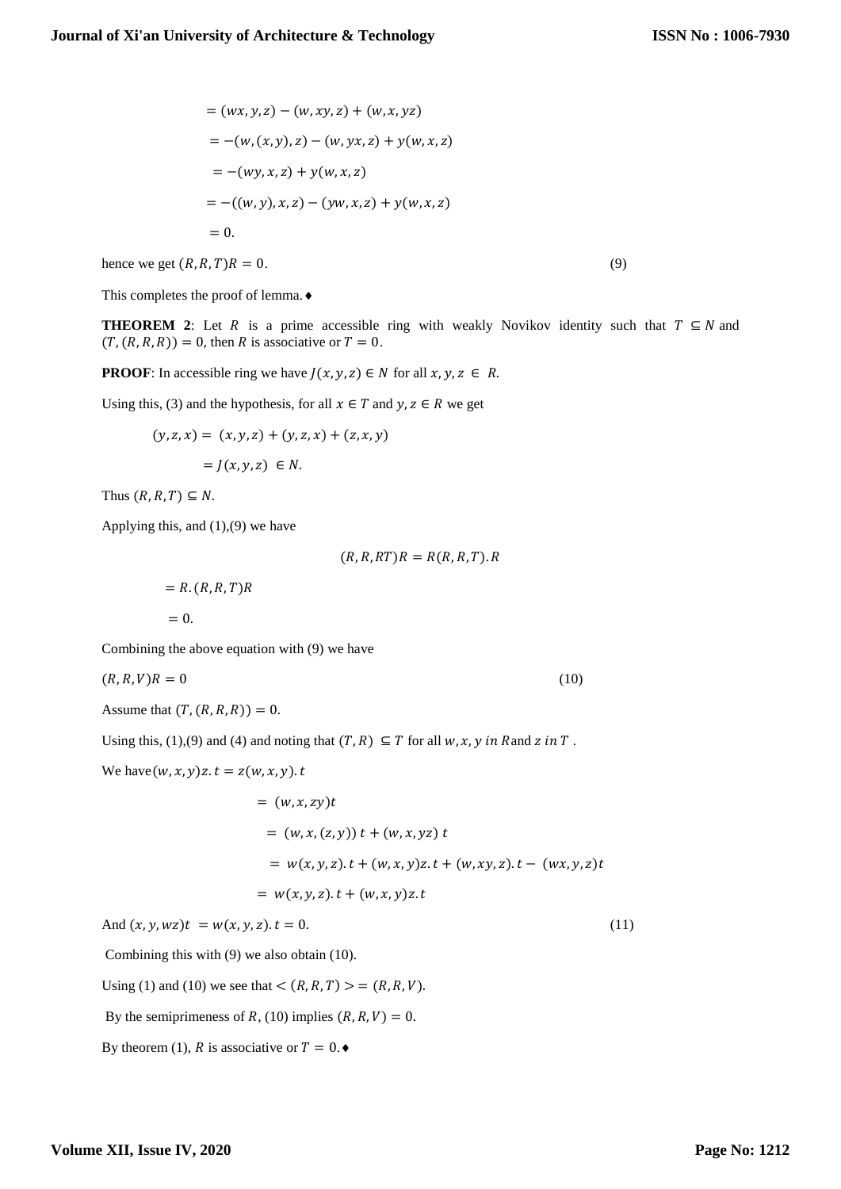$$= (wx, y, z) - (w, xy, z) + (w, x, yz)$$

$$= -(w, (x, y), z) - (w, yx, z) + y(w, x, z)$$

$$= -(wy, x, z) + y(w, x, z)$$

$$= -((w, y), x, z) - (yw, x, z) + y(w, x, z)$$

$$= 0.$$

hence we get $(R, R, T)R = 0$. (9)

This completes the proof of lemma.♦

**THEOREM 2**: Let $R$ is a prime accessible ring with weakly Novikov identity such that $T \subseteq N$ and $(T, (R, R, R)) = 0$, then $R$ is associative or $T = 0$.

**PROOF**: In accessible ring we have $J(x, y, z) \in N$ for all $x, y, z \in R$.

Using this, (3) and the hypothesis, for all $x \in T$ and $y, z \in R$ we get

$$(y, z, x) = (x, y, z) + (y, z, x) + (z, x, y)$$

$$= J(x, y, z) \in N.$$

Thus $(R, R, T) \subseteq N$.

Applying this, and (1),(9) we have

$$(R, R, RT)R = R(R, R, T).R$$

$$= R.(R, R, T)R$$

$$= 0.$$

Combining the above equation with (9) we have

$(R, R, V)R = 0$ (10)

Assume that $(T, (R, R, R)) = 0$.

Using this, (1),(9) and (4) and noting that $(T, R) \subseteq T$ for all $w, x, y$ in $R$ and $z$ in $T$.

We have $(w, x, y)z.t = z(w, x, y).t$

$$= (w, x, zy)t$$

$$= (w, x, (z, y))\,t + (w, x, yz)\,t$$

$$= w(x, y, z).t + (w, x, y)z.t + (w, xy, z).t - (wx, y, z)t$$

$$= w(x, y, z).t + (w, x, y)z.t$$

And $(x, y, wz)t = w(x, y, z).t = 0.$ (11)

Combining this with (9) we also obtain (10).

Using (1) and (10) we see that $< (R, R, T) > = (R, R, V)$.

By the semiprimeness of $R$, (10) implies $(R, R, V) = 0$.

By theorem (1), $R$ is associative or $T = 0$.♦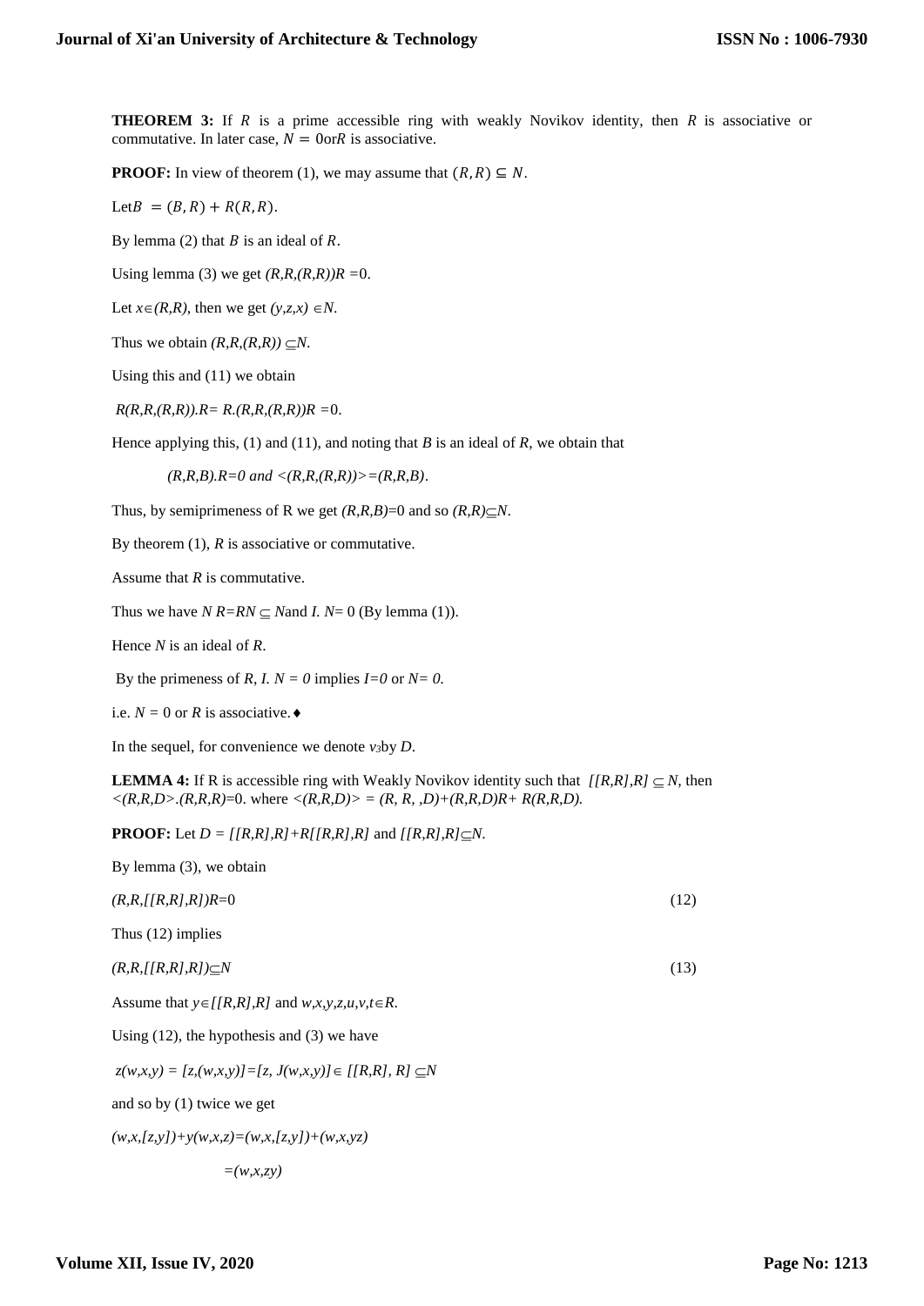**THEOREM 3:** If $R$ is a prime accessible ring with weakly Novikov identity, then $R$ is associative or commutative. In later case, $N = 0$or$R$ is associative.

**PROOF:** In view of theorem (1), we may assume that $(R,R) \subseteq N$.

Let$B = (B,R) + R(R,R)$.

By lemma (2) that $B$ is an ideal of $R$.

Using lemma (3) we get $(R,R,(R,R))R = 0$.

Let $x \in (R,R)$, then we get $(y,z,x) \in N$.

Thus we obtain $(R,R,(R,R)) \subseteq N$.

Using this and (11) we obtain

$R(R,R,(R,R)).R = R.(R,R,(R,R))R = 0$.

Hence applying this, (1) and (11), and noting that $B$ is an ideal of $R$, we obtain that

$(R,R,B).R=0$ *and* $<(R,R,(R,R))>=(R,R,B)$.

Thus, by semiprimeness of R we get $(R,R,B)=0$ and so $(R,R) \subseteq N$.

By theorem (1), $R$ is associative or commutative.

Assume that $R$ is commutative.

Thus we have $N\,R=RN \subseteq N$and $I.\,N= 0$ (By lemma (1)).

Hence $N$ is an ideal of $R$.

By the primeness of $R$, $I.\,N = 0$ implies $I=0$ or $N= 0$.

i.e. $N = 0$ or $R$ is associative.♦

In the sequel, for convenience we denote $v_3$by $D$.

**LEMMA 4:** If R is accessible ring with Weakly Novikov identity such that $[[R,R],R] \subseteq N$, then $<(R,R,D>.(R,R,R)=0$. where $<(R,R,D)> = (R, R, ,D)+(R,R,D)R+ R(R,R,D)$.

**PROOF:** Let $D = [[R,R],R]+R[[R,R],R]$ and $[[R,R],R] \subseteq N$.

By lemma (3), we obtain

$$(R,R,[[R,R],R])R=0 \tag{12}$$

Thus (12) implies

$$(R,R,[[R,R],R]) \subseteq N \tag{13}$$

Assume that $y \in [[R,R],R]$ and $w,x,y,z,u,v,t \in R$.

Using (12), the hypothesis and (3) we have

$z(w,x,y) = [z,(w,x,y)]=[z, J(w,x,y)] \in [[R,R], R] \subseteq N$

and so by (1) twice we get

$(w,x,[z,y])+y(w,x,z)=(w,x,[z,y])+(w,x,yz)$

$=(w,x,zy)$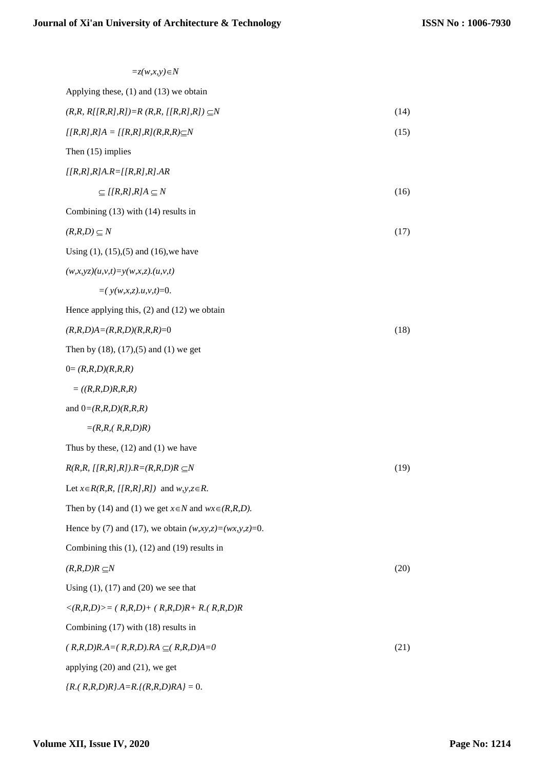$=z(w,x,y)\in N$

Applying these, (1) and (13) we obtain

$$(R,R, R[[R,R],R])=R\,(R,R, [[R,R],R]) \subseteq N \tag{14}$$

$$[[R,R],R]A = [[R,R],R](R,R,R)\subseteq N \tag{15}$$

Then (15) implies

$[[R,R],R]A.R=[[R,R],R].AR$

$$\subseteq [[R,R],R]A \subseteq N \tag{16}$$

Combining (13) with (14) results in

$$(R,R,D) \subseteq N \tag{17}$$

Using (1), (15),(5) and (16),we have

$(w,x,yz)(u,v,t)=y(w,x,z).(u,v,t)$

$=( y(w,x,z).u,v,t)=0.$

Hence applying this, (2) and (12) we obtain

$$(R,R,D)A=(R,R,D)(R,R,R)=0 \tag{18}$$

Then by (18), (17),(5) and (1) we get

$0= (R,R,D)(R,R,R)$

$= ((R,R,D)R,R,R)$

and $0=(R,R,D)(R,R,R)$

$=(R,R,( R,R,D)R)$

Thus by these, (12) and (1) we have

$$R(R,R, [[R,R],R]).R=(R,R,D)R \subseteq N \tag{19}$$

Let $x\in R(R,R, [[R,R],R])$ and $w,y,z\in R$.

Then by (14) and (1) we get $x\in N$ and $wx\in (R,R,D)$.

Hence by (7) and (17), we obtain $(w,xy,z)=(wx,y,z)=0$.

Combining this (1), (12) and (19) results in

$$(R,R,D)R \subseteq N \tag{20}$$

Using (1), (17) and (20) we see that

$<(R,R,D)>= ( R,R,D)+ ( R,R,D)R+ R.( R,R,D)R$

Combining (17) with (18) results in

$$( R,R,D)R.A=( R,R,D).RA \subseteq ( R,R,D)A=0 \tag{21}$$

applying (20) and (21), we get

$\{R.( R,R,D)R\}.A=R.\{(R,R,D)RA\} = 0.$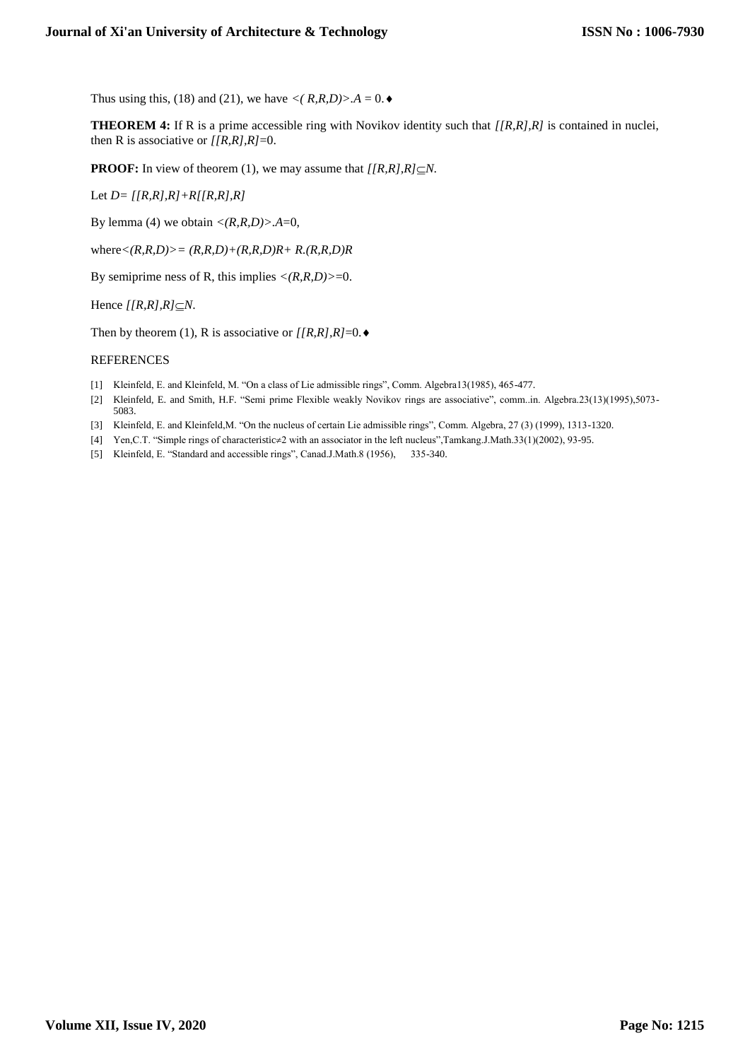Thus using this, (18) and (21), we have $<(R,R,D)>.A = 0$.♦

**THEOREM 4:** If R is a prime accessible ring with Novikov identity such that $[[R,R],R]$ is contained in nuclei, then R is associative or $[[R,R],R]=0$.

**PROOF:** In view of theorem (1), we may assume that $[[R,R],R]\subseteq N$.

Let $D= [[R,R],R]+R[[R,R],R]$

By lemma (4) we obtain $<(R,R,D)>.A=0$,

where $<(R,R,D)>= (R,R,D)+(R,R,D)R+ R.(R,R,D)R$

By semiprime ness of R, this implies $<(R,R,D)>=0$.

Hence $[[R,R],R]\subseteq N$.

Then by theorem (1), R is associative or $[[R,R],R]=0$.♦

REFERENCES

[1] Kleinfeld, E. and Kleinfeld, M. "On a class of Lie admissible rings", Comm. Algebra13(1985), 465-477.

[2] Kleinfeld, E. and Smith, H.F. "Semi prime Flexible weakly Novikov rings are associative", comm..in. Algebra.23(13)(1995),5073-5083.

[3] Kleinfeld, E. and Kleinfeld,M. "On the nucleus of certain Lie admissible rings", Comm. Algebra, 27 (3) (1999), 1313-1320.

[4] Yen,C.T. "Simple rings of characteristic≠2 with an associator in the left nucleus",Tamkang.J.Math.33(1)(2002), 93-95.

[5] Kleinfeld, E. "Standard and accessible rings", Canad.J.Math.8 (1956), 335-340.